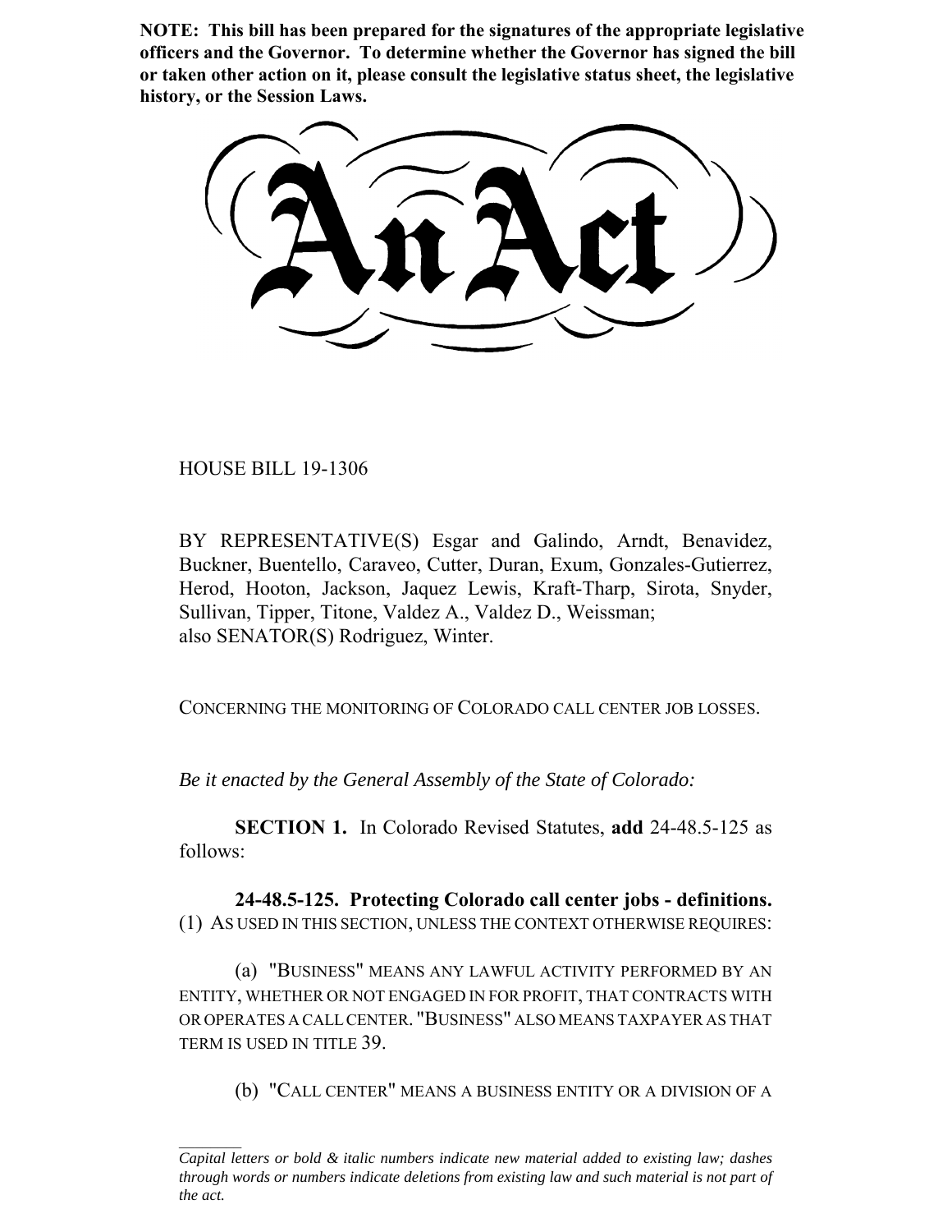**NOTE: This bill has been prepared for the signatures of the appropriate legislative officers and the Governor. To determine whether the Governor has signed the bill or taken other action on it, please consult the legislative status sheet, the legislative history, or the Session Laws.**

# An Act

HOUSE BILL 19-1306

BY REPRESENTATIVE(S) Esgar and Galindo, Arndt, Benavidez, Buckner, Buentello, Caraveo, Cutter, Duran, Exum, Gonzales-Gutierrez, Herod, Hooton, Jackson, Jaquez Lewis, Kraft-Tharp, Sirota, Snyder, Sullivan, Tipper, Titone, Valdez A., Valdez D., Weissman;
also SENATOR(S) Rodriguez, Winter.

CONCERNING THE MONITORING OF COLORADO CALL CENTER JOB LOSSES.

*Be it enacted by the General Assembly of the State of Colorado:*

**SECTION 1.** In Colorado Revised Statutes, **add** 24-48.5-125 as follows:

**24-48.5-125. Protecting Colorado call center jobs - definitions.** (1) AS USED IN THIS SECTION, UNLESS THE CONTEXT OTHERWISE REQUIRES:

(a) "BUSINESS" MEANS ANY LAWFUL ACTIVITY PERFORMED BY AN ENTITY, WHETHER OR NOT ENGAGED IN FOR PROFIT, THAT CONTRACTS WITH OR OPERATES A CALL CENTER. "BUSINESS" ALSO MEANS TAXPAYER AS THAT TERM IS USED IN TITLE 39.

(b) "CALL CENTER" MEANS A BUSINESS ENTITY OR A DIVISION OF A

---

*Capital letters or bold & italic numbers indicate new material added to existing law; dashes through words or numbers indicate deletions from existing law and such material is not part of the act.*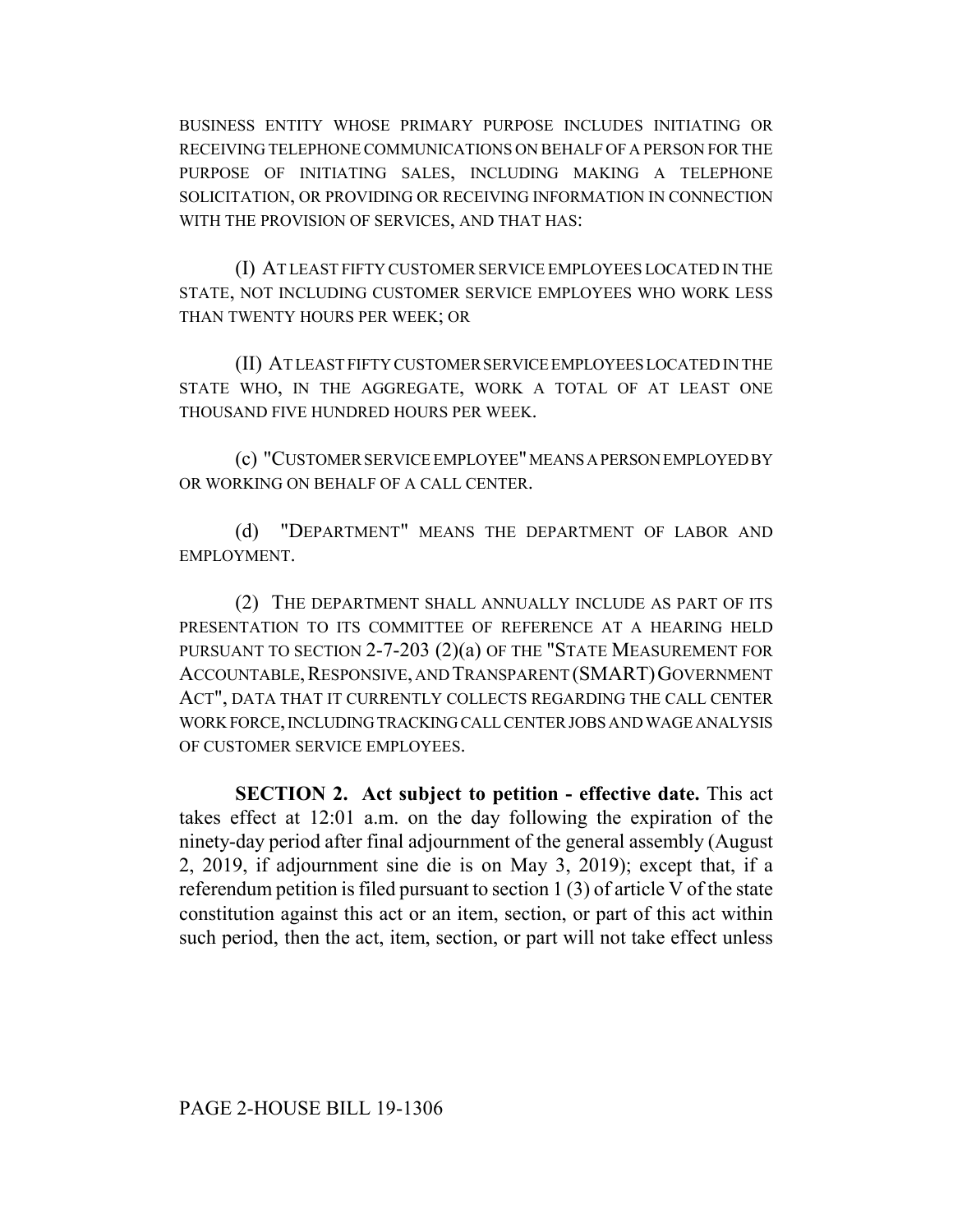BUSINESS ENTITY WHOSE PRIMARY PURPOSE INCLUDES INITIATING OR RECEIVING TELEPHONE COMMUNICATIONS ON BEHALF OF A PERSON FOR THE PURPOSE OF INITIATING SALES, INCLUDING MAKING A TELEPHONE SOLICITATION, OR PROVIDING OR RECEIVING INFORMATION IN CONNECTION WITH THE PROVISION OF SERVICES, AND THAT HAS:

(I) AT LEAST FIFTY CUSTOMER SERVICE EMPLOYEES LOCATED IN THE STATE, NOT INCLUDING CUSTOMER SERVICE EMPLOYEES WHO WORK LESS THAN TWENTY HOURS PER WEEK; OR

(II) AT LEAST FIFTY CUSTOMER SERVICE EMPLOYEES LOCATED IN THE STATE WHO, IN THE AGGREGATE, WORK A TOTAL OF AT LEAST ONE THOUSAND FIVE HUNDRED HOURS PER WEEK.

(c) "CUSTOMER SERVICE EMPLOYEE" MEANS A PERSON EMPLOYED BY OR WORKING ON BEHALF OF A CALL CENTER.

(d) "DEPARTMENT" MEANS THE DEPARTMENT OF LABOR AND EMPLOYMENT.

(2) THE DEPARTMENT SHALL ANNUALLY INCLUDE AS PART OF ITS PRESENTATION TO ITS COMMITTEE OF REFERENCE AT A HEARING HELD PURSUANT TO SECTION 2-7-203 (2)(a) OF THE "STATE MEASUREMENT FOR ACCOUNTABLE, RESPONSIVE, AND TRANSPARENT (SMART) GOVERNMENT ACT", DATA THAT IT CURRENTLY COLLECTS REGARDING THE CALL CENTER WORK FORCE, INCLUDING TRACKING CALL CENTER JOBS AND WAGE ANALYSIS OF CUSTOMER SERVICE EMPLOYEES.

**SECTION 2. Act subject to petition - effective date.** This act takes effect at 12:01 a.m. on the day following the expiration of the ninety-day period after final adjournment of the general assembly (August 2, 2019, if adjournment sine die is on May 3, 2019); except that, if a referendum petition is filed pursuant to section 1 (3) of article V of the state constitution against this act or an item, section, or part of this act within such period, then the act, item, section, or part will not take effect unless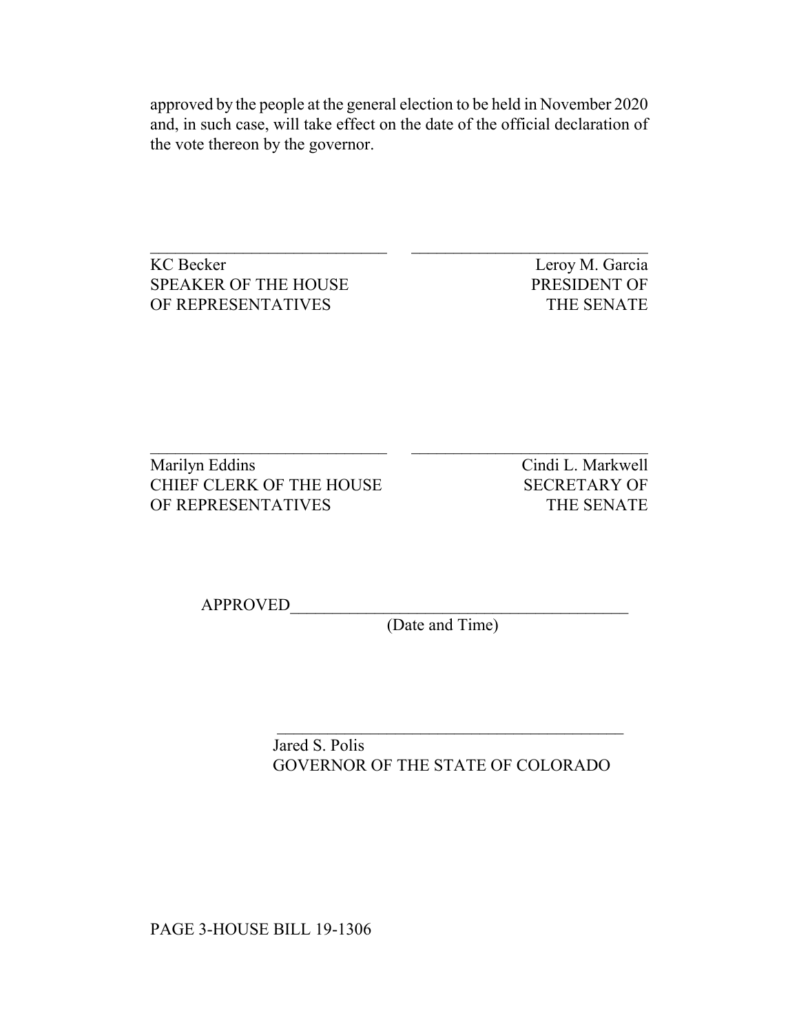approved by the people at the general election to be held in November 2020 and, in such case, will take effect on the date of the official declaration of the vote thereon by the governor.

____________________________ ____________________________
KC Becker
SPEAKER OF THE HOUSE
OF REPRESENTATIVES

Leroy M. Garcia
PRESIDENT OF
THE SENATE

____________________________ ____________________________
Marilyn Eddins
CHIEF CLERK OF THE HOUSE
OF REPRESENTATIVES

Cindi L. Markwell
SECRETARY OF
THE SENATE

APPROVED________________________________________
(Date and Time)

_________________________________________
Jared S. Polis
GOVERNOR OF THE STATE OF COLORADO

PAGE 3-HOUSE BILL 19-1306